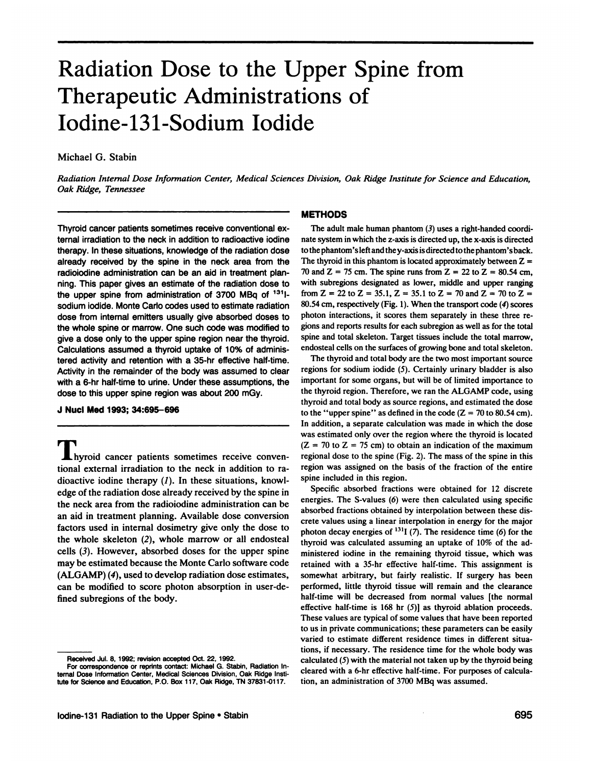# Radiation Dose to the Upper Spine from Therapeutic Administrations of Iodine-131-Sodium Iodide

Michael G. Stabin

*Radiation Internal Dose Information Center, Medical Sciences Division, Oak Ridge Institute for Science and Education, Oak Ridge, Tennessee*

**Thyroid cancer patients sometimes receive conventional external irradiation to the neck in addition to radioactive iodine therapy. In these situations, knowledge of the radiation dose already received by the spine in the neck area from the radioiodine administration can be an aid in treatment planning. This paper gives an estimate of the radiation dose to the upper spine from administration of 3700 MBq of $^{131}$I-sodium iodide. Monte Carlo codes used to estimate radiation dose from internal emitters usually give absorbed doses to the whole spine or marrow. One such code was modified to give a dose only to the upper spine region near the thyroid. Calculations assumed a thyroid uptake of 10% of administered activity and retention with a 35-hr effective half-time. Activity in the remainder of the body was assumed to clear with a 6-hr half-time to urine. Under these assumptions, the dose to this upper spine region was about 200 mGy.**

**J Nucl Med 1993; 34:695–696**

Thyroid cancer patients sometimes receive conventional external irradiation to the neck in addition to radioactive iodine therapy (*1*). In these situations, knowledge of the radiation dose already received by the spine in the neck area from the radioiodine administration can be an aid in treatment planning. Available dose conversion factors used in internal dosimetry give only the dose to the whole skeleton (*2*), whole marrow or all endosteal cells (*3*). However, absorbed doses for the upper spine may be estimated because the Monte Carlo software code (ALGAMP) (*4*), used to develop radiation dose estimates, can be modified to score photon absorption in user-defined subregions of the body.

## METHODS

The adult male human phantom (*3*) uses a right-handed coordinate system in which the z-axis is directed up, the x-axis is directed to the phantom's left and the y-axis is directed to the phantom's back. The thyroid in this phantom is located approximately between Z = 70 and Z = 75 cm. The spine runs from Z = 22 to Z = 80.54 cm, with subregions designated as lower, middle and upper ranging from Z = 22 to Z = 35.1, Z = 35.1 to Z = 70 and Z = 70 to Z = 80.54 cm, respectively (Fig. 1). When the transport code (*4*) scores photon interactions, it scores them separately in these three regions and reports results for each subregion as well as for the total spine and total skeleton. Target tissues include the total marrow, endosteal cells on the surfaces of growing bone and total skeleton.

The thyroid and total body are the two most important source regions for sodium iodide (*5*). Certainly urinary bladder is also important for some organs, but will be of limited importance to the thyroid region. Therefore, we ran the ALGAMP code, using thyroid and total body as source regions, and estimated the dose to the "upper spine" as defined in the code (Z = 70 to 80.54 cm). In addition, a separate calculation was made in which the dose was estimated only over the region where the thyroid is located (Z = 70 to Z = 75 cm) to obtain an indication of the maximum regional dose to the spine (Fig. 2). The mass of the spine in this region was assigned on the basis of the fraction of the entire spine included in this region.

Specific absorbed fractions were obtained for 12 discrete energies. The S-values (*6*) were then calculated using specific absorbed fractions obtained by interpolation between these discrete values using a linear interpolation in energy for the major photon decay energies of $^{131}$I (*7*). The residence time (*6*) for the thyroid was calculated assuming an uptake of 10% of the administered iodine in the remaining thyroid tissue, which was retained with a 35-hr effective half-time. This assignment is somewhat arbitrary, but fairly realistic. If surgery has been performed, little thyroid tissue will remain and the clearance half-time will be decreased from normal values [the normal effective half-time is 168 hr (*5*)] as thyroid ablation proceeds. These values are typical of some values that have been reported to us in private communications; these parameters can be easily varied to estimate different residence times in different situations, if necessary. The residence time for the whole body was calculated (*5*) with the material not taken up by the thyroid being cleared with a 6-hr effective half-time. For purposes of calculation, an administration of 3700 MBq was assumed.

Received Jul. 8, 1992; revision accepted Oct. 22, 1992.

For correspondence or reprints contact: Michael G. Stabin, Radiation Internal Dose Information Center, Medical Sciences Division, Oak Ridge Institute for Science and Education, P.O. Box 117, Oak Ridge, TN 37831-0117.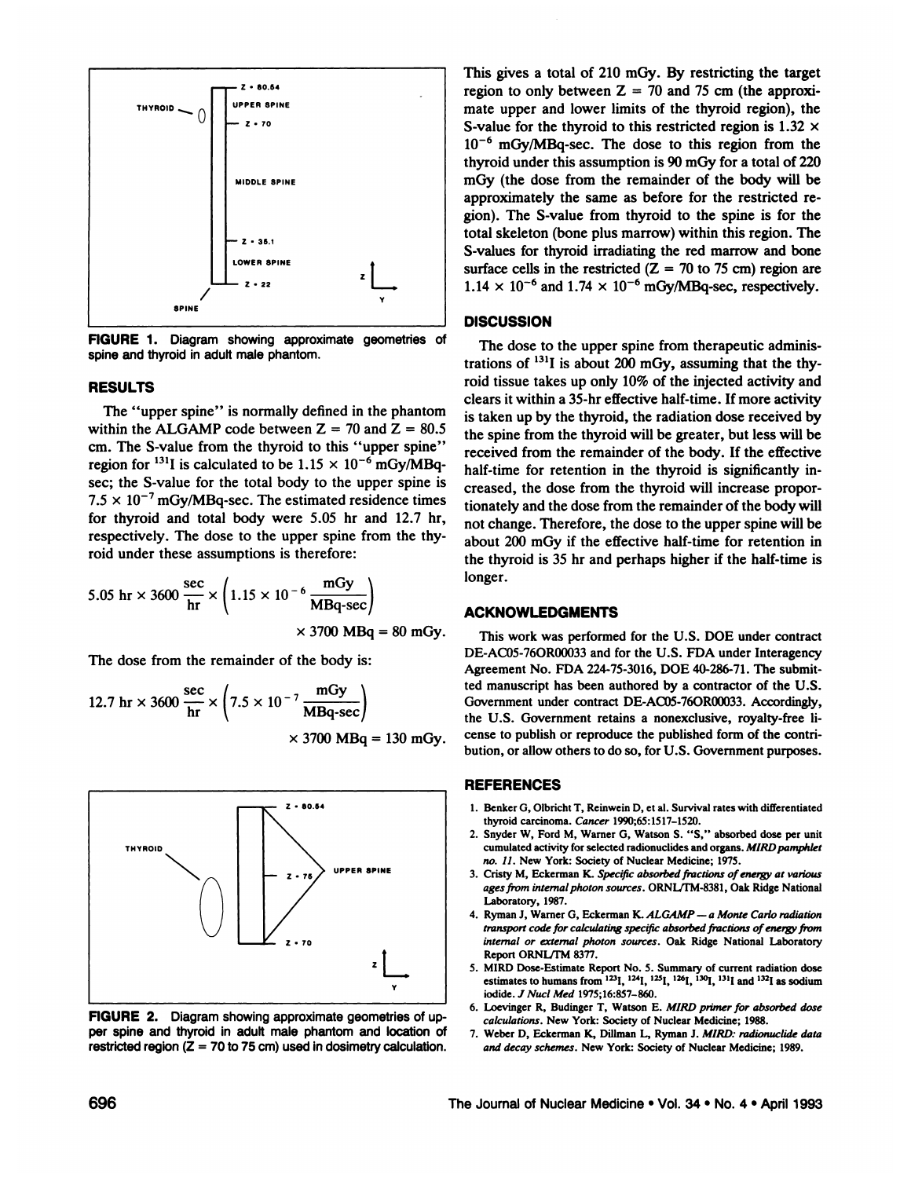THYROID

UPPER SPINE

Z = 80.64

Z = 70

MIDDLE SPINE

Z = 35.1

LOWER SPINE

Z = 22

SPINE

Z

Y

**FIGURE 1.** Diagram showing approximate geometries of spine and thyroid in adult male phantom.

## RESULTS

The "upper spine" is normally defined in the phantom within the ALGAMP code between Z = 70 and Z = 80.5 cm. The S-value from the thyroid to this "upper spine" region for $^{131}$I is calculated to be $1.15 \times 10^{-6}$ mGy/MBq-sec; the S-value for the total body to the upper spine is $7.5 \times 10^{-7}$ mGy/MBq-sec. The estimated residence times for thyroid and total body were 5.05 hr and 12.7 hr, respectively. The dose to the upper spine from the thyroid under these assumptions is therefore:

$$5.05 \text{ hr} \times 3600 \frac{\text{sec}}{\text{hr}} \times \left(1.15 \times 10^{-6} \frac{\text{mGy}}{\text{MBq-sec}}\right) \times 3700 \text{ MBq} = 80 \text{ mGy}.$$

The dose from the remainder of the body is:

$$12.7 \text{ hr} \times 3600 \frac{\text{sec}}{\text{hr}} \times \left(7.5 \times 10^{-7} \frac{\text{mGy}}{\text{MBq-sec}}\right) \times 3700 \text{ MBq} = 130 \text{ mGy}.$$

THYROID

Z = 80.64

Z = 75

UPPER SPINE

Z = 70

Z

Y

**FIGURE 2.** Diagram showing approximate geometries of upper spine and thyroid in adult male phantom and location of restricted region (Z = 70 to 75 cm) used in dosimetry calculation.

This gives a total of 210 mGy. By restricting the target region to only between Z = 70 and 75 cm (the approximate upper and lower limits of the thyroid region), the S-value for the thyroid to this restricted region is $1.32 \times 10^{-6}$ mGy/MBq-sec. The dose to this region from the thyroid under this assumption is 90 mGy for a total of 220 mGy (the dose from the remainder of the body will be approximately the same as before for the restricted region). The S-value from thyroid to the spine is for the total skeleton (bone plus marrow) within this region. The S-values for thyroid irradiating the red marrow and bone surface cells in the restricted (Z = 70 to 75 cm) region are $1.14 \times 10^{-6}$ and $1.74 \times 10^{-6}$ mGy/MBq-sec, respectively.

## DISCUSSION

The dose to the upper spine from therapeutic administrations of $^{131}$I is about 200 mGy, assuming that the thyroid tissue takes up only 10% of the injected activity and clears it within a 35-hr effective half-time. If more activity is taken up by the thyroid, the radiation dose received by the spine from the thyroid will be greater, but less will be received from the remainder of the body. If the effective half-time for retention in the thyroid is significantly increased, the dose from the thyroid will increase proportionately and the dose from the remainder of the body will not change. Therefore, the dose to the upper spine will be about 200 mGy if the effective half-time for retention in the thyroid is 35 hr and perhaps higher if the half-time is longer.

## ACKNOWLEDGMENTS

This work was performed for the U.S. DOE under contract DE-AC05-76OR00033 and for the U.S. FDA under Interagency Agreement No. FDA 224-75-3016, DOE 40-286-71. The submitted manuscript has been authored by a contractor of the U.S. Government under contract DE-AC05-76OR00033. Accordingly, the U.S. Government retains a nonexclusive, royalty-free license to publish or reproduce the published form of the contribution, or allow others to do so, for U.S. Government purposes.

## REFERENCES

1. Benker G, Olbricht T, Reinwein D, et al. Survival rates with differentiated thyroid carcinoma. *Cancer* 1990;65:1517–1520.
2. Snyder W, Ford M, Warner G, Watson S. "S," absorbed dose per unit cumulated activity for selected radionuclides and organs. *MIRD pamphlet no. 11*. New York: Society of Nuclear Medicine; 1975.
3. Cristy M, Eckerman K. *Specific absorbed fractions of energy at various ages from internal photon sources*. ORNL/TM-8381, Oak Ridge National Laboratory, 1987.
4. Ryman J, Warner G, Eckerman K. *ALGAMP—a Monte Carlo radiation transport code for calculating specific absorbed fractions of energy from internal or external photon sources*. Oak Ridge National Laboratory Report ORNL/TM 8377.
5. MIRD Dose-Estimate Report No. 5. Summary of current radiation dose estimates to humans from $^{123}$I, $^{124}$I, $^{125}$I, $^{126}$I, $^{130}$I, $^{131}$I and $^{132}$I as sodium iodide. *J Nucl Med* 1975;16:857–860.
6. Loevinger R, Budinger T, Watson E. *MIRD primer for absorbed dose calculations*. New York: Society of Nuclear Medicine; 1988.
7. Weber D, Eckerman K, Dillman L, Ryman J. *MIRD: radionuclide data and decay schemes*. New York: Society of Nuclear Medicine; 1989.